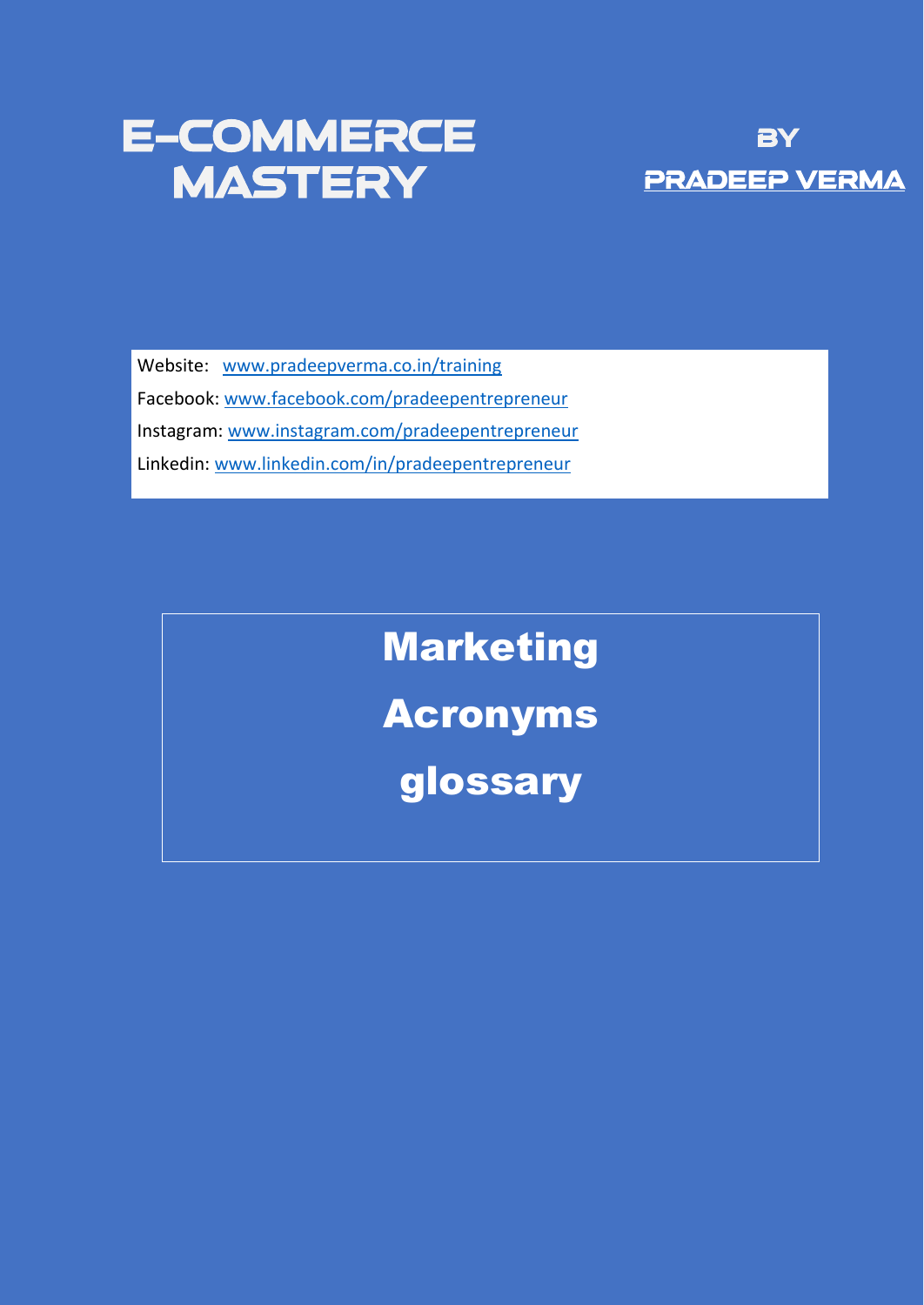# E-COMMERCE MASTERY

**BY**
**PRADEEP VERMA**

Website: www.pradeepverma.co.in/training
Facebook: www.facebook.com/pradeepentrepreneur
Instagram: www.instagram.com/pradeepentrepreneur
Linkedin: www.linkedin.com/in/pradeepentrepreneur

## Marketing Acronyms glossary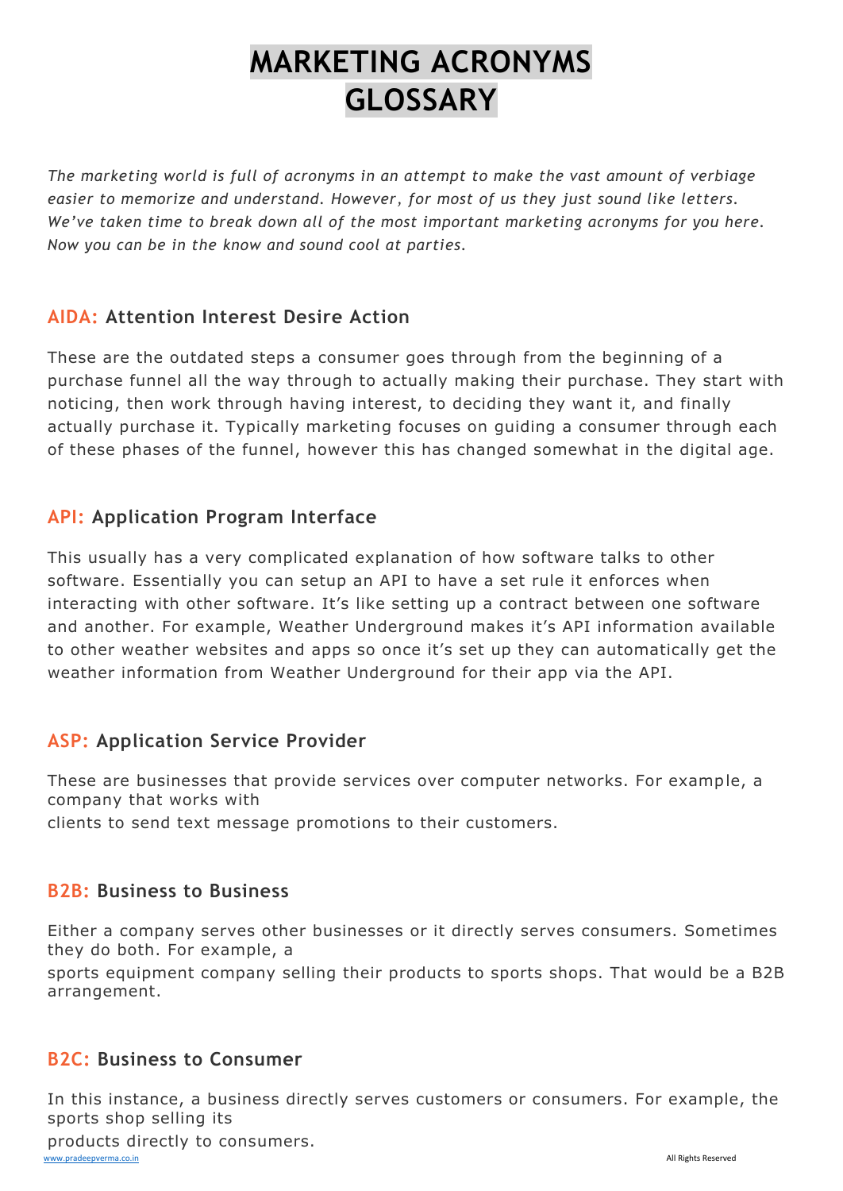# MARKETING ACRONYMS GLOSSARY

*The marketing world is full of acronyms in an attempt to make the vast amount of verbiage easier to memorize and understand. However, for most of us they just sound like letters. We've taken time to break down all of the most important marketing acronyms for you here. Now you can be in the know and sound cool at parties.*

### AIDA: Attention Interest Desire Action

These are the outdated steps a consumer goes through from the beginning of a purchase funnel all the way through to actually making their purchase. They start with noticing, then work through having interest, to deciding they want it, and finally actually purchase it. Typically marketing focuses on guiding a consumer through each of these phases of the funnel, however this has changed somewhat in the digital age.

### API: Application Program Interface

This usually has a very complicated explanation of how software talks to other software. Essentially you can setup an API to have a set rule it enforces when interacting with other software. It's like setting up a contract between one software and another. For example, Weather Underground makes it's API information available to other weather websites and apps so once it's set up they can automatically get the weather information from Weather Underground for their app via the API.

### ASP: Application Service Provider

These are businesses that provide services over computer networks. For example, a company that works with clients to send text message promotions to their customers.

### B2B: Business to Business

Either a company serves other businesses or it directly serves consumers. Sometimes they do both. For example, a sports equipment company selling their products to sports shops. That would be a B2B arrangement.

### B2C: Business to Consumer

In this instance, a business directly serves customers or consumers. For example, the sports shop selling its products directly to consumers.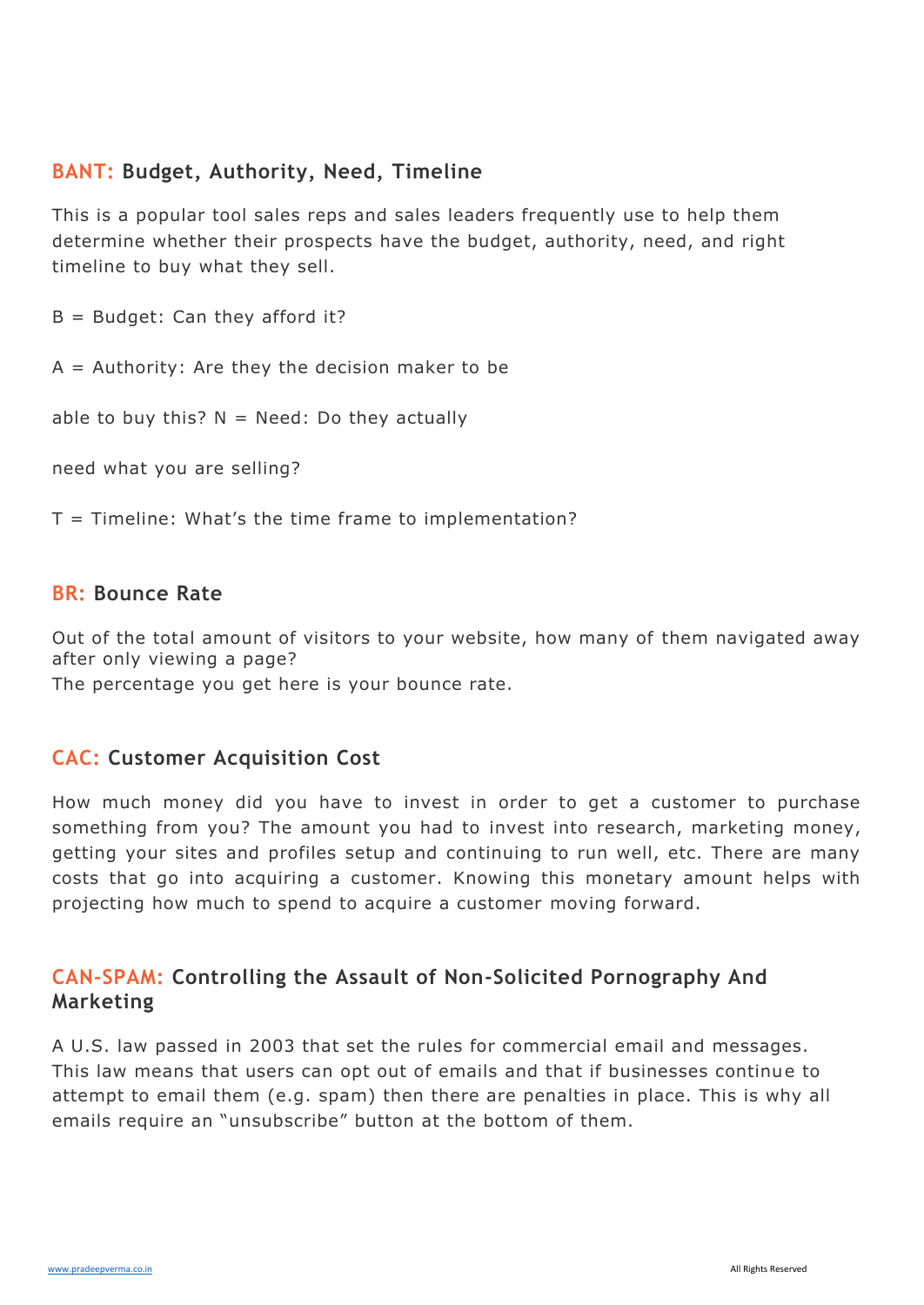## BANT: Budget, Authority, Need, Timeline

This is a popular tool sales reps and sales leaders frequently use to help them determine whether their prospects have the budget, authority, need, and right timeline to buy what they sell.

B = Budget: Can they afford it?

A = Authority: Are they the decision maker to be

able to buy this? N = Need: Do they actually

need what you are selling?

T = Timeline: What's the time frame to implementation?

## BR: Bounce Rate

Out of the total amount of visitors to your website, how many of them navigated away after only viewing a page?
The percentage you get here is your bounce rate.

## CAC: Customer Acquisition Cost

How much money did you have to invest in order to get a customer to purchase something from you? The amount you had to invest into research, marketing money, getting your sites and profiles setup and continuing to run well, etc. There are many costs that go into acquiring a customer. Knowing this monetary amount helps with projecting how much to spend to acquire a customer moving forward.

## CAN-SPAM: Controlling the Assault of Non-Solicited Pornography And Marketing

A U.S. law passed in 2003 that set the rules for commercial email and messages. This law means that users can opt out of emails and that if businesses continue to attempt to email them (e.g. spam) then there are penalties in place. This is why all emails require an "unsubscribe" button at the bottom of them.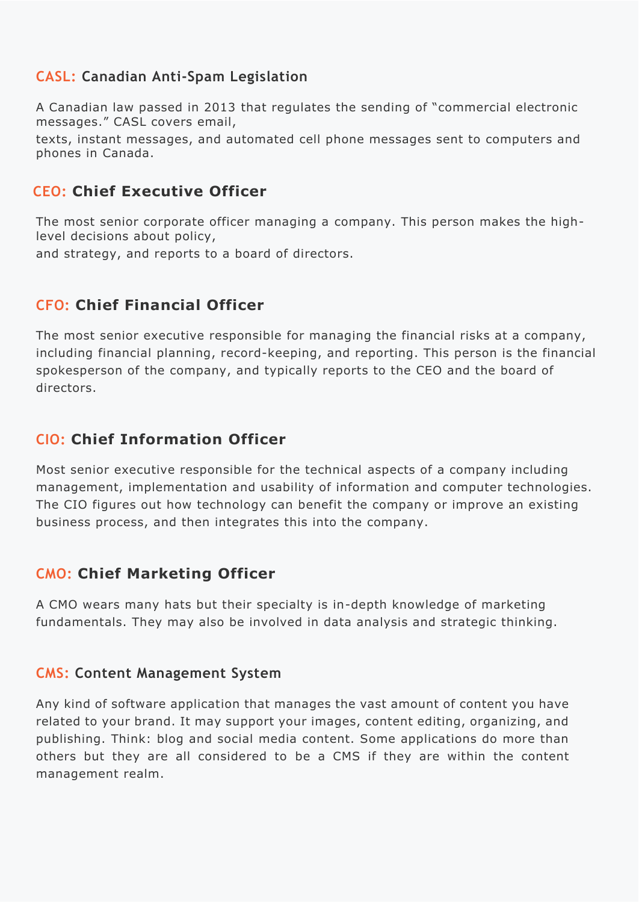## CASL: Canadian Anti-Spam Legislation

A Canadian law passed in 2013 that regulates the sending of "commercial electronic messages." CASL covers email, texts, instant messages, and automated cell phone messages sent to computers and phones in Canada.

## CEO: Chief Executive Officer

The most senior corporate officer managing a company. This person makes the high-level decisions about policy, and strategy, and reports to a board of directors.

## CFO: Chief Financial Officer

The most senior executive responsible for managing the financial risks at a company, including financial planning, record-keeping, and reporting. This person is the financial spokesperson of the company, and typically reports to the CEO and the board of directors.

## CIO: Chief Information Officer

Most senior executive responsible for the technical aspects of a company including management, implementation and usability of information and computer technologies. The CIO figures out how technology can benefit the company or improve an existing business process, and then integrates this into the company.

## CMO: Chief Marketing Officer

A CMO wears many hats but their specialty is in-depth knowledge of marketing fundamentals. They may also be involved in data analysis and strategic thinking.

## CMS: Content Management System

Any kind of software application that manages the vast amount of content you have related to your brand. It may support your images, content editing, organizing, and publishing. Think: blog and social media content. Some applications do more than others but they are all considered to be a CMS if they are within the content management realm.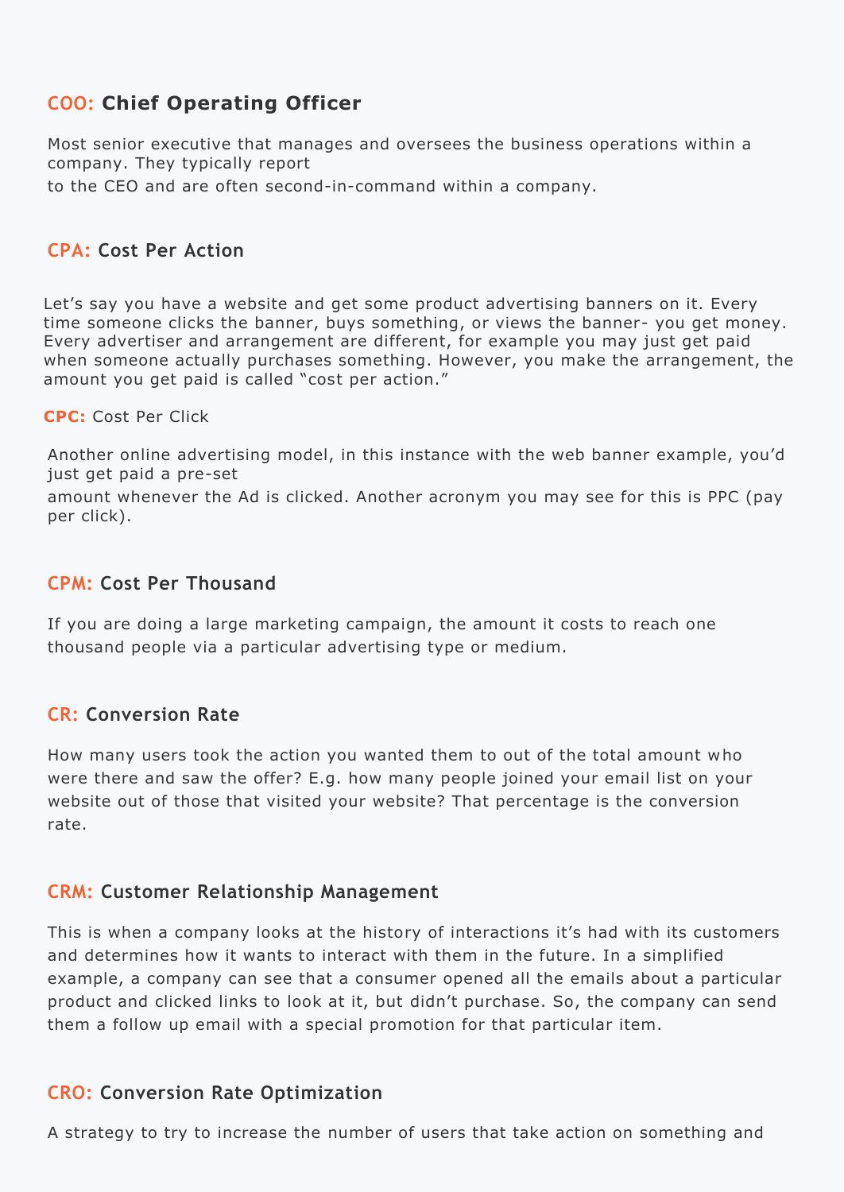## COO: Chief Operating Officer

Most senior executive that manages and oversees the business operations within a company. They typically report
to the CEO and are often second-in-command within a company.

## CPA: Cost Per Action

Let's say you have a website and get some product advertising banners on it. Every time someone clicks the banner, buys something, or views the banner- you get money. Every advertiser and arrangement are different, for example you may just get paid when someone actually purchases something. However, you make the arrangement, the amount you get paid is called "cost per action."

**CPC:** Cost Per Click

Another online advertising model, in this instance with the web banner example, you'd just get paid a pre-set
amount whenever the Ad is clicked. Another acronym you may see for this is PPC (pay per click).

## CPM: Cost Per Thousand

If you are doing a large marketing campaign, the amount it costs to reach one thousand people via a particular advertising type or medium.

## CR: Conversion Rate

How many users took the action you wanted them to out of the total amount who were there and saw the offer? E.g. how many people joined your email list on your website out of those that visited your website? That percentage is the conversion rate.

## CRM: Customer Relationship Management

This is when a company looks at the history of interactions it's had with its customers and determines how it wants to interact with them in the future. In a simplified example, a company can see that a consumer opened all the emails about a particular product and clicked links to look at it, but didn't purchase. So, the company can send them a follow up email with a special promotion for that particular item.

## CRO: Conversion Rate Optimization

A strategy to try to increase the number of users that take action on something and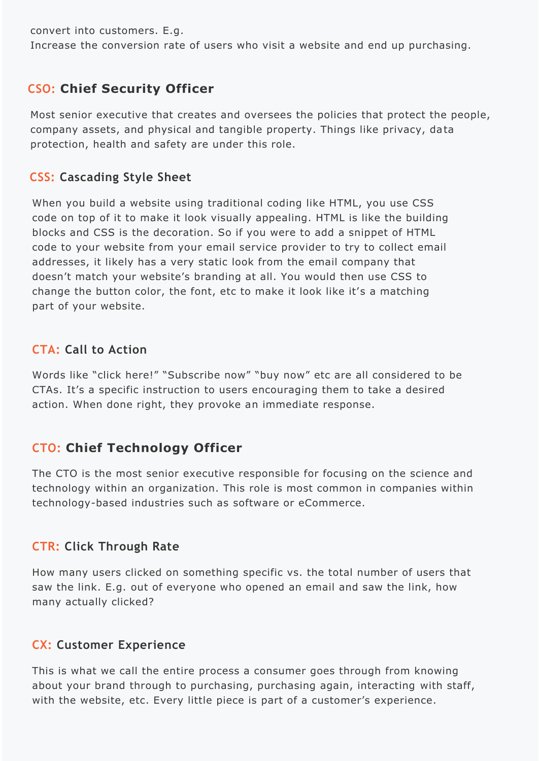convert into customers. E.g.
Increase the conversion rate of users who visit a website and end up purchasing.

## CSO: Chief Security Officer

Most senior executive that creates and oversees the policies that protect the people, company assets, and physical and tangible property. Things like privacy, data protection, health and safety are under this role.

## CSS: Cascading Style Sheet

When you build a website using traditional coding like HTML, you use CSS code on top of it to make it look visually appealing. HTML is like the building blocks and CSS is the decoration. So if you were to add a snippet of HTML code to your website from your email service provider to try to collect email addresses, it likely has a very static look from the email company that doesn't match your website's branding at all. You would then use CSS to change the button color, the font, etc to make it look like it's a matching part of your website.

## CTA: Call to Action

Words like "click here!" "Subscribe now" "buy now" etc are all considered to be CTAs. It's a specific instruction to users encouraging them to take a desired action. When done right, they provoke an immediate response.

## CTO: Chief Technology Officer

The CTO is the most senior executive responsible for focusing on the science and technology within an organization. This role is most common in companies within technology-based industries such as software or eCommerce.

## CTR: Click Through Rate

How many users clicked on something specific vs. the total number of users that saw the link. E.g. out of everyone who opened an email and saw the link, how many actually clicked?

## CX: Customer Experience

This is what we call the entire process a consumer goes through from knowing about your brand through to purchasing, purchasing again, interacting with staff, with the website, etc. Every little piece is part of a customer's experience.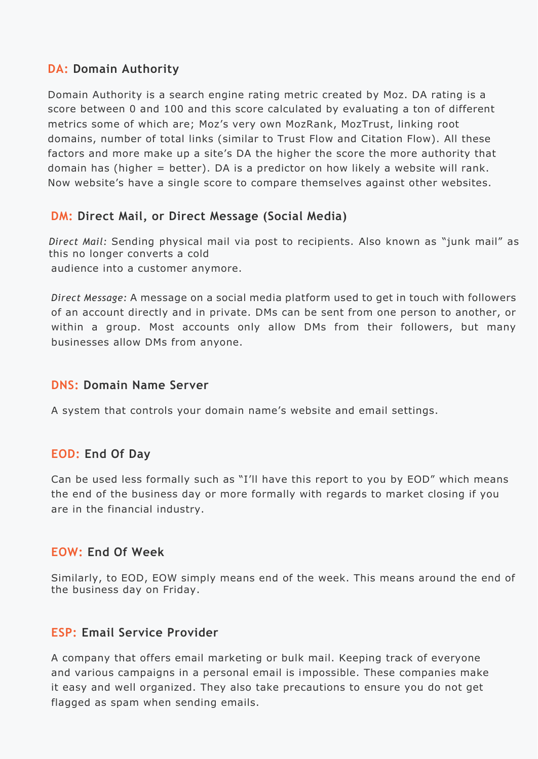## DA: Domain Authority

Domain Authority is a search engine rating metric created by Moz. DA rating is a score between 0 and 100 and this score calculated by evaluating a ton of different metrics some of which are; Moz's very own MozRank, MozTrust, linking root domains, number of total links (similar to Trust Flow and Citation Flow). All these factors and more make up a site's DA the higher the score the more authority that domain has (higher = better). DA is a predictor on how likely a website will rank. Now website's have a single score to compare themselves against other websites.

## DM: Direct Mail, or Direct Message (Social Media)

*Direct Mail:* Sending physical mail via post to recipients. Also known as "junk mail" as this no longer converts a cold audience into a customer anymore.

*Direct Message:* A message on a social media platform used to get in touch with followers of an account directly and in private. DMs can be sent from one person to another, or within a group. Most accounts only allow DMs from their followers, but many businesses allow DMs from anyone.

## DNS: Domain Name Server

A system that controls your domain name's website and email settings.

## EOD: End Of Day

Can be used less formally such as "I'll have this report to you by EOD" which means the end of the business day or more formally with regards to market closing if you are in the financial industry.

## EOW: End Of Week

Similarly, to EOD, EOW simply means end of the week. This means around the end of the business day on Friday.

## ESP: Email Service Provider

A company that offers email marketing or bulk mail. Keeping track of everyone and various campaigns in a personal email is impossible. These companies make it easy and well organized. They also take precautions to ensure you do not get flagged as spam when sending emails.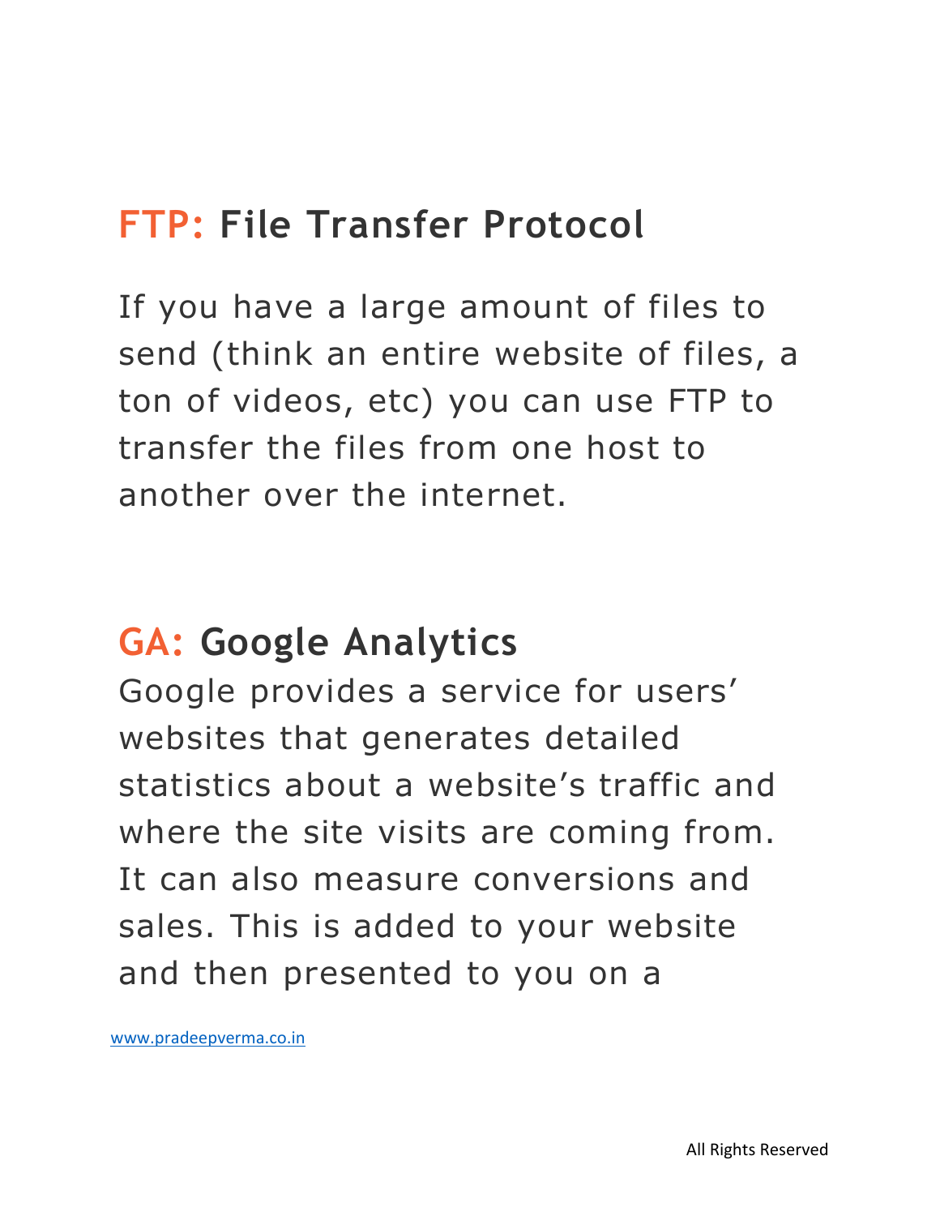## FTP: File Transfer Protocol

If you have a large amount of files to send (think an entire website of files, a ton of videos, etc) you can use FTP to transfer the files from one host to another over the internet.

## GA: Google Analytics

Google provides a service for users' websites that generates detailed statistics about a website's traffic and where the site visits are coming from. It can also measure conversions and sales. This is added to your website and then presented to you on a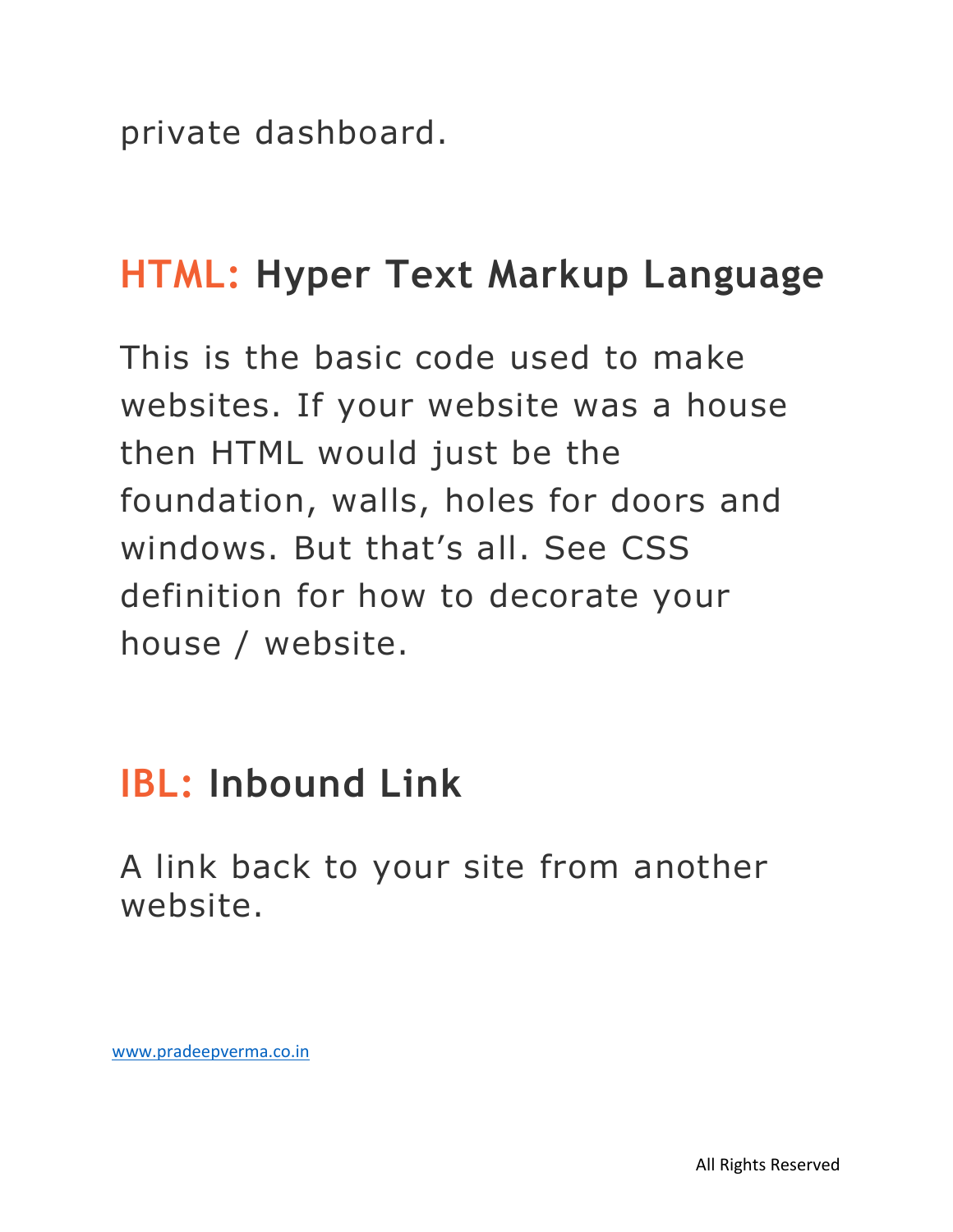private dashboard.

## HTML: Hyper Text Markup Language

This is the basic code used to make websites. If your website was a house then HTML would just be the foundation, walls, holes for doors and windows. But that's all. See CSS definition for how to decorate your house / website.

## IBL: Inbound Link

A link back to your site from another website.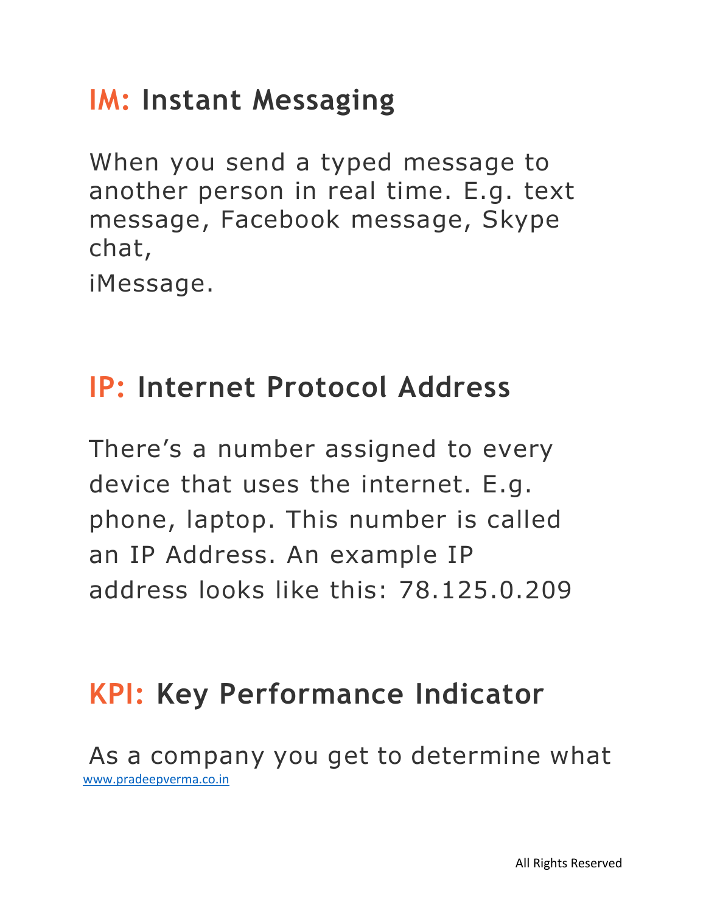## IM: Instant Messaging

When you send a typed message to another person in real time. E.g. text message, Facebook message, Skype chat,
iMessage.

## IP: Internet Protocol Address

There's a number assigned to every device that uses the internet. E.g. phone, laptop. This number is called an IP Address. An example IP address looks like this: 78.125.0.209

## KPI: Key Performance Indicator

As a company you get to determine what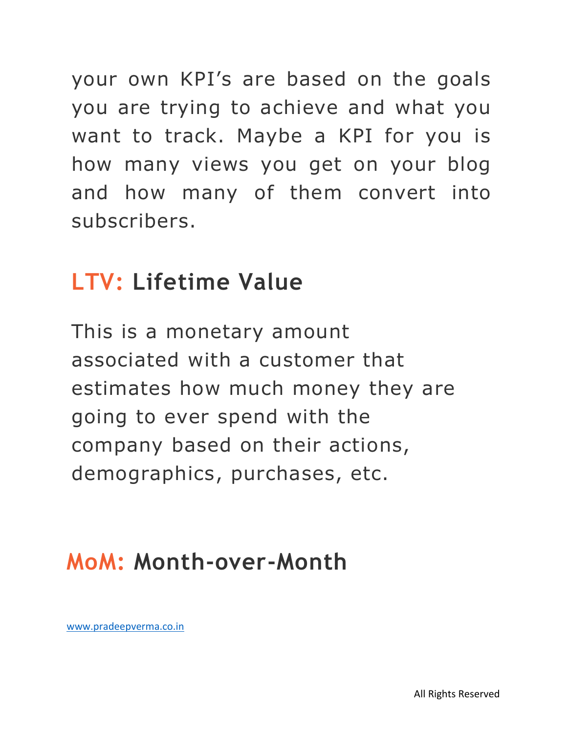your own KPI's are based on the goals you are trying to achieve and what you want to track. Maybe a KPI for you is how many views you get on your blog and how many of them convert into subscribers.

## LTV: Lifetime Value

This is a monetary amount associated with a customer that estimates how much money they are going to ever spend with the company based on their actions, demographics, purchases, etc.

## MoM: Month-over-Month

www.pradeepverma.co.in

All Rights Reserved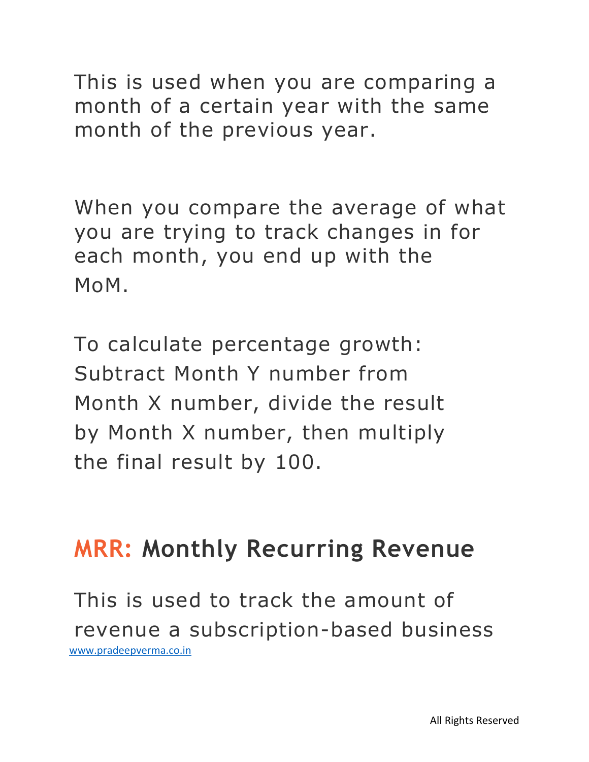This is used when you are comparing a month of a certain year with the same month of the previous year.

When you compare the average of what you are trying to track changes in for each month, you end up with the MoM.

To calculate percentage growth: Subtract Month Y number from Month X number, divide the result by Month X number, then multiply the final result by 100.

## **MRR:** Monthly Recurring Revenue

This is used to track the amount of revenue a subscription-based business

www.pradeepverma.co.in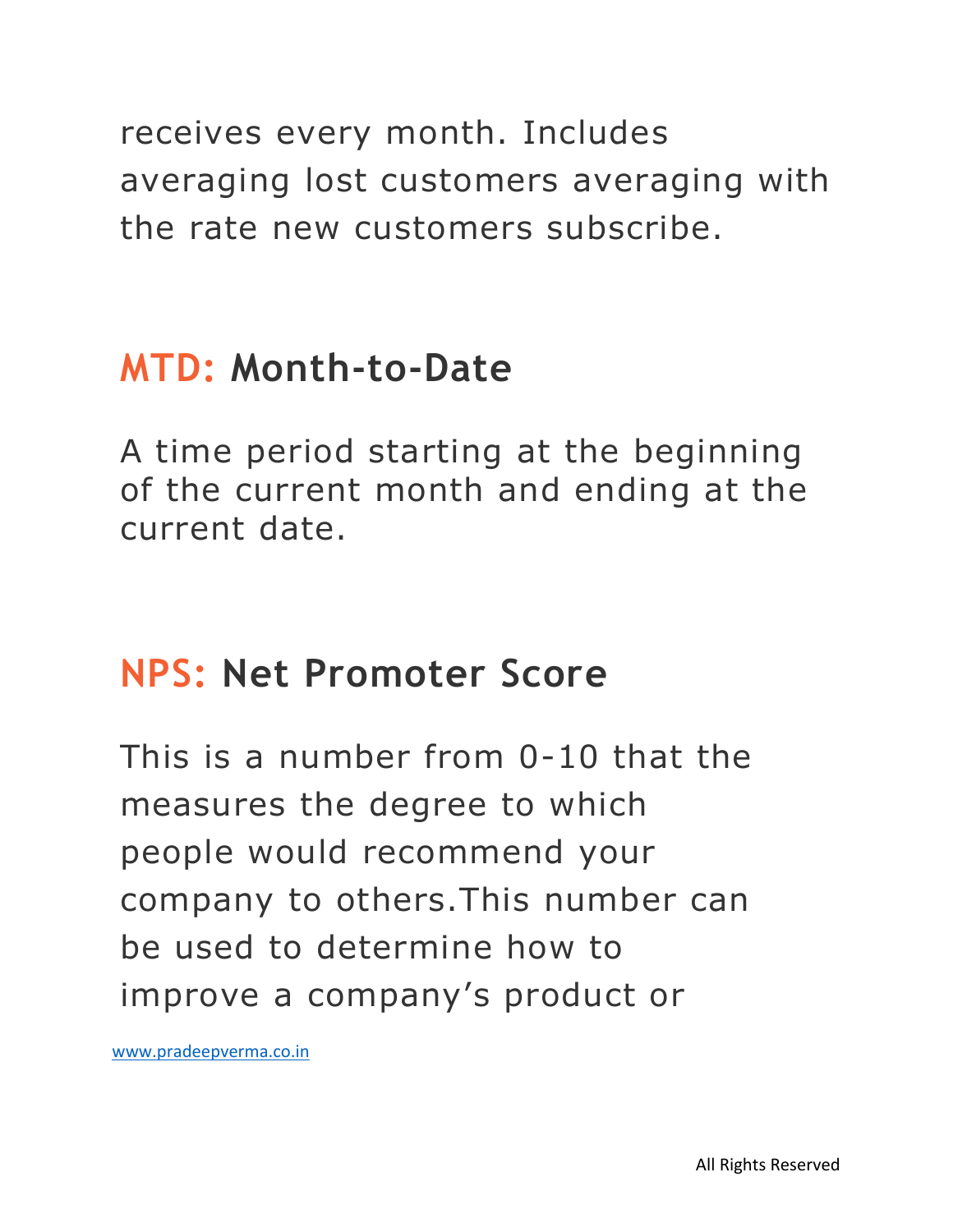receives every month. Includes averaging lost customers averaging with the rate new customers subscribe.

## MTD: Month-to-Date

A time period starting at the beginning of the current month and ending at the current date.

## NPS: Net Promoter Score

This is a number from 0-10 that the measures the degree to which people would recommend your company to others.This number can be used to determine how to improve a company's product or

www.pradeepverma.co.in

All Rights Reserved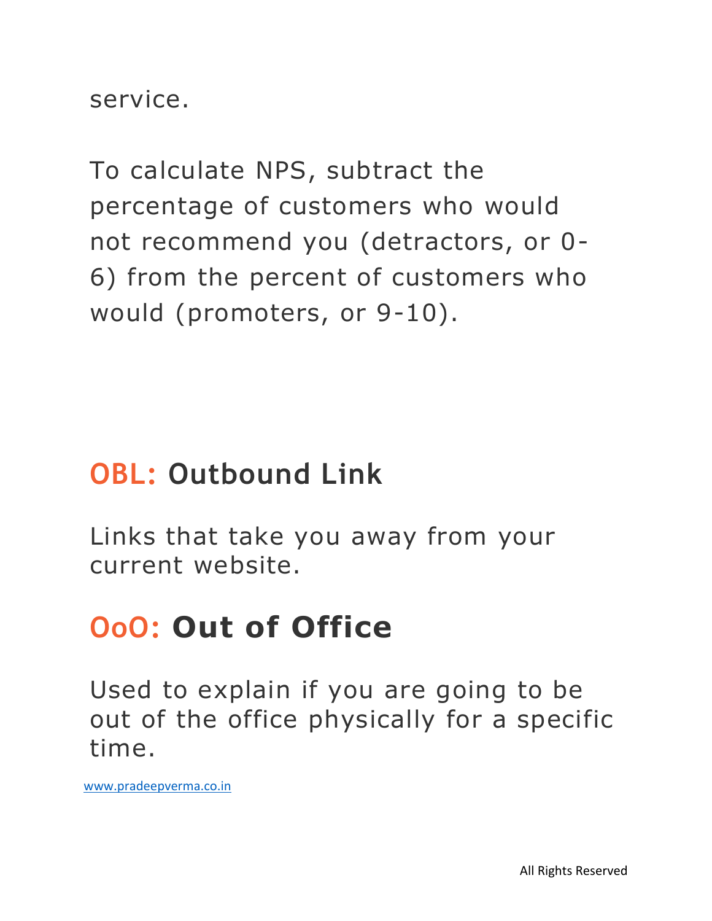service.

To calculate NPS, subtract the percentage of customers who would not recommend you (detractors, or 0-6) from the percent of customers who would (promoters, or 9-10).

## OBL: Outbound Link

Links that take you away from your current website.

## OoO: Out of Office

Used to explain if you are going to be out of the office physically for a specific time.

www.pradeepverma.co.in

All Rights Reserved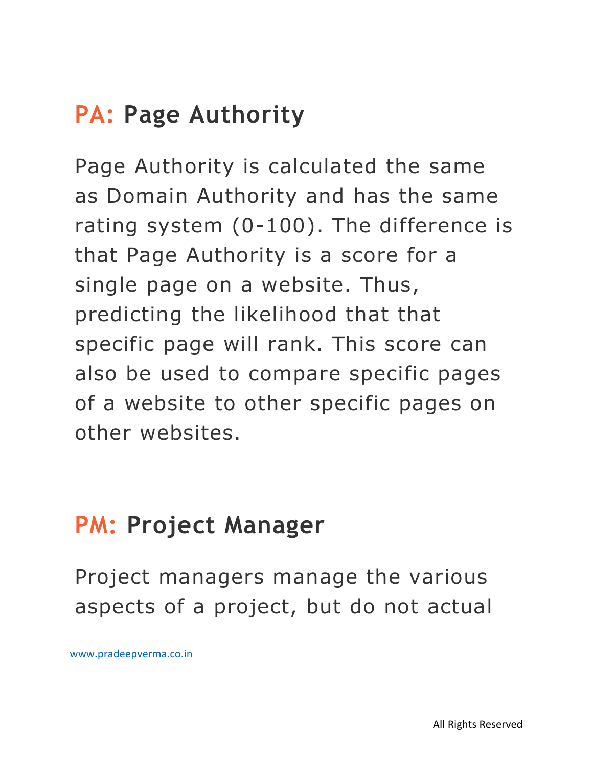## PA: Page Authority

Page Authority is calculated the same as Domain Authority and has the same rating system (0-100). The difference is that Page Authority is a score for a single page on a website. Thus, predicting the likelihood that that specific page will rank. This score can also be used to compare specific pages of a website to other specific pages on other websites.

## PM: Project Manager

Project managers manage the various aspects of a project, but do not actual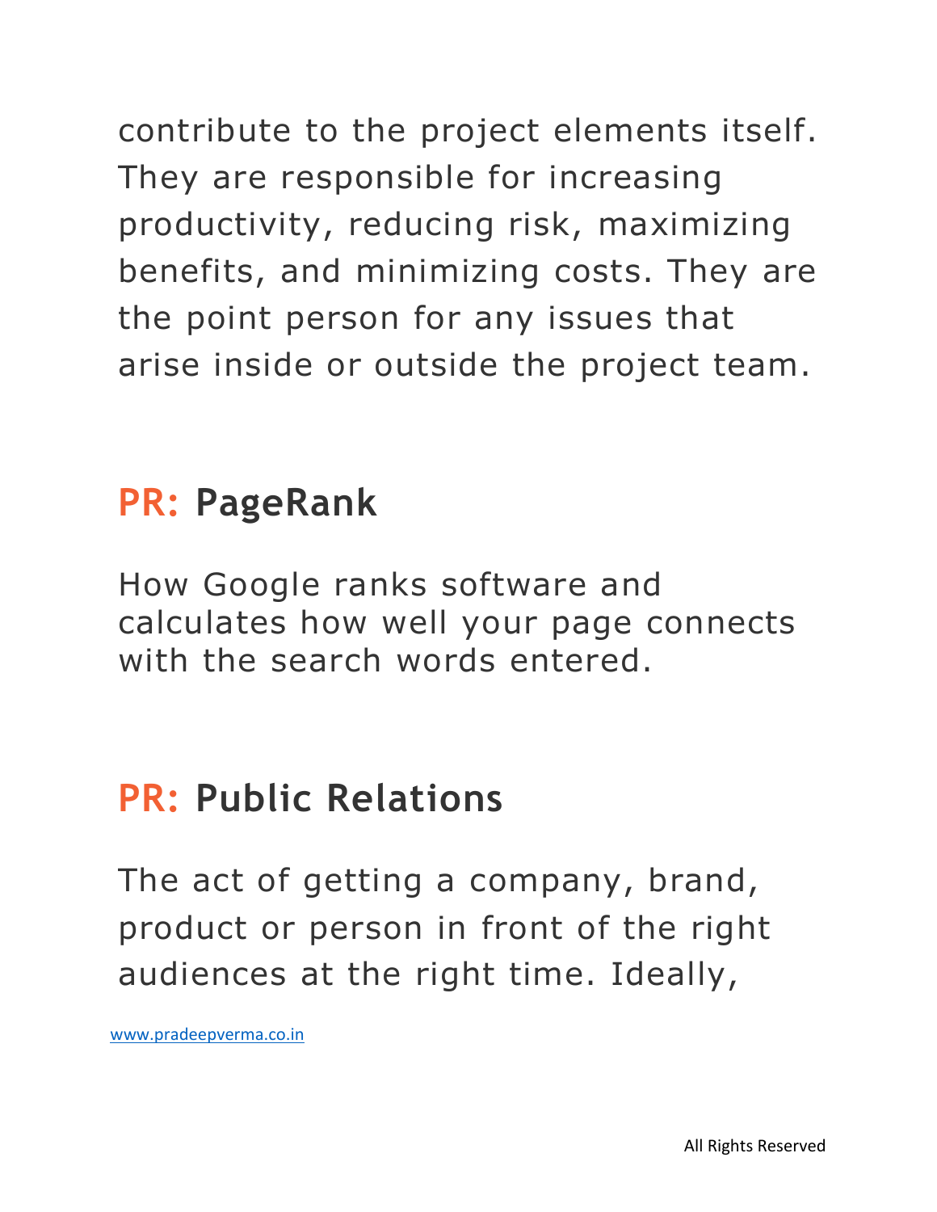contribute to the project elements itself. They are responsible for increasing productivity, reducing risk, maximizing benefits, and minimizing costs. They are the point person for any issues that arise inside or outside the project team.

## PR: PageRank

How Google ranks software and calculates how well your page connects with the search words entered.

## PR: Public Relations

The act of getting a company, brand, product or person in front of the right audiences at the right time. Ideally,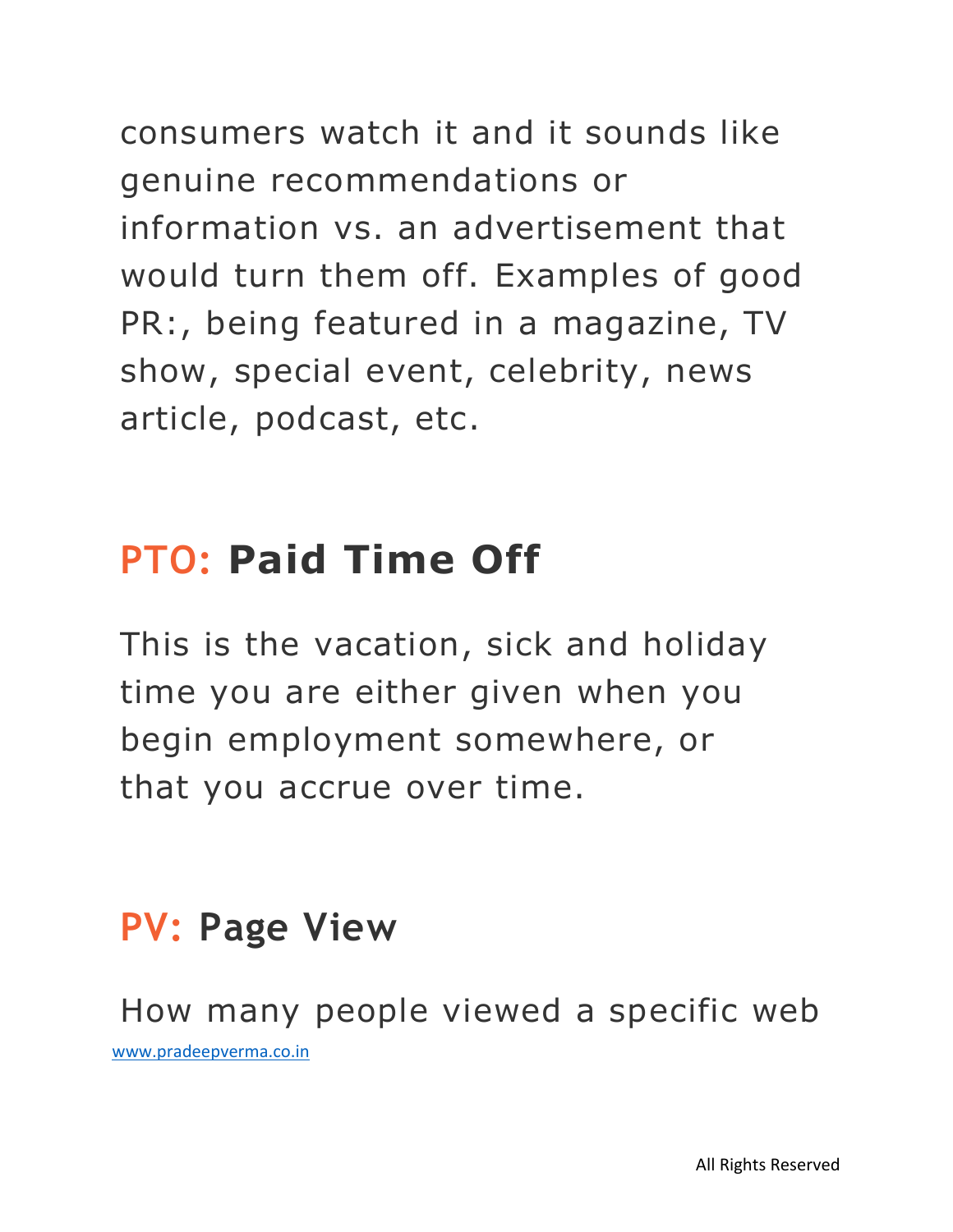consumers watch it and it sounds like genuine recommendations or information vs. an advertisement that would turn them off. Examples of good PR:, being featured in a magazine, TV show, special event, celebrity, news article, podcast, etc.

## PTO: Paid Time Off

This is the vacation, sick and holiday time you are either given when you begin employment somewhere, or that you accrue over time.

## PV: Page View

How many people viewed a specific web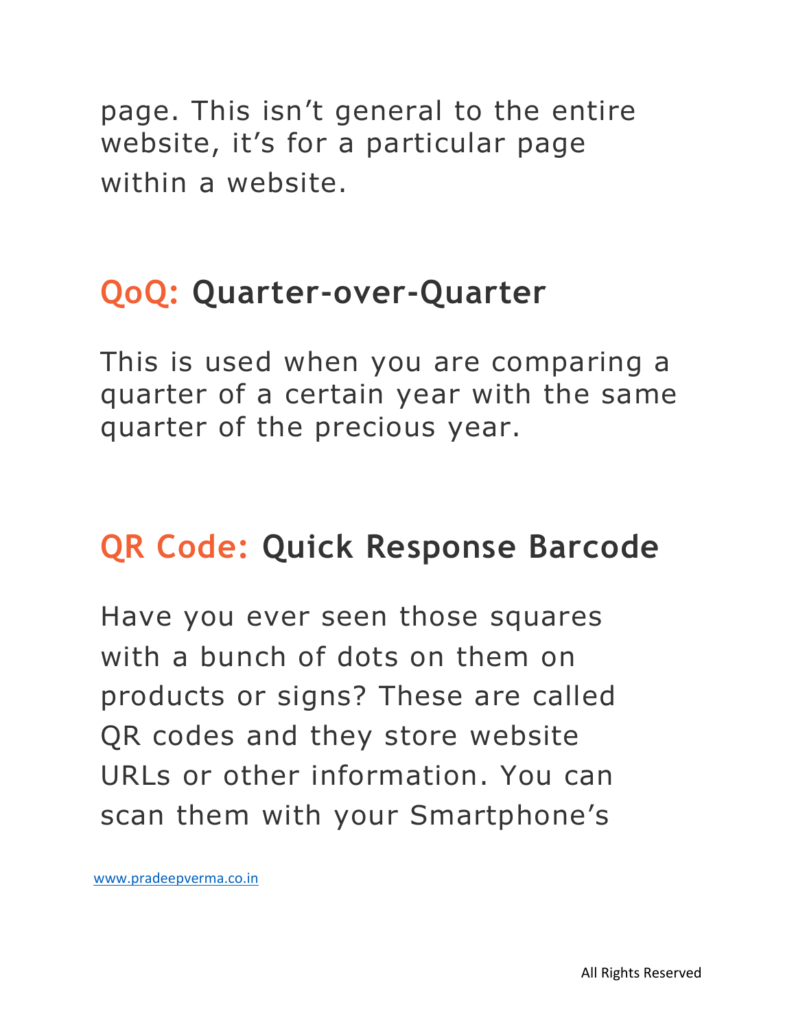page. This isn’t general to the entire website, it’s for a particular page within a website.

## QoQ: Quarter-over-Quarter

This is used when you are comparing a quarter of a certain year with the same quarter of the precious year.

## QR Code: Quick Response Barcode

Have you ever seen those squares with a bunch of dots on them on products or signs? These are called QR codes and they store website URLs or other information. You can scan them with your Smartphone’s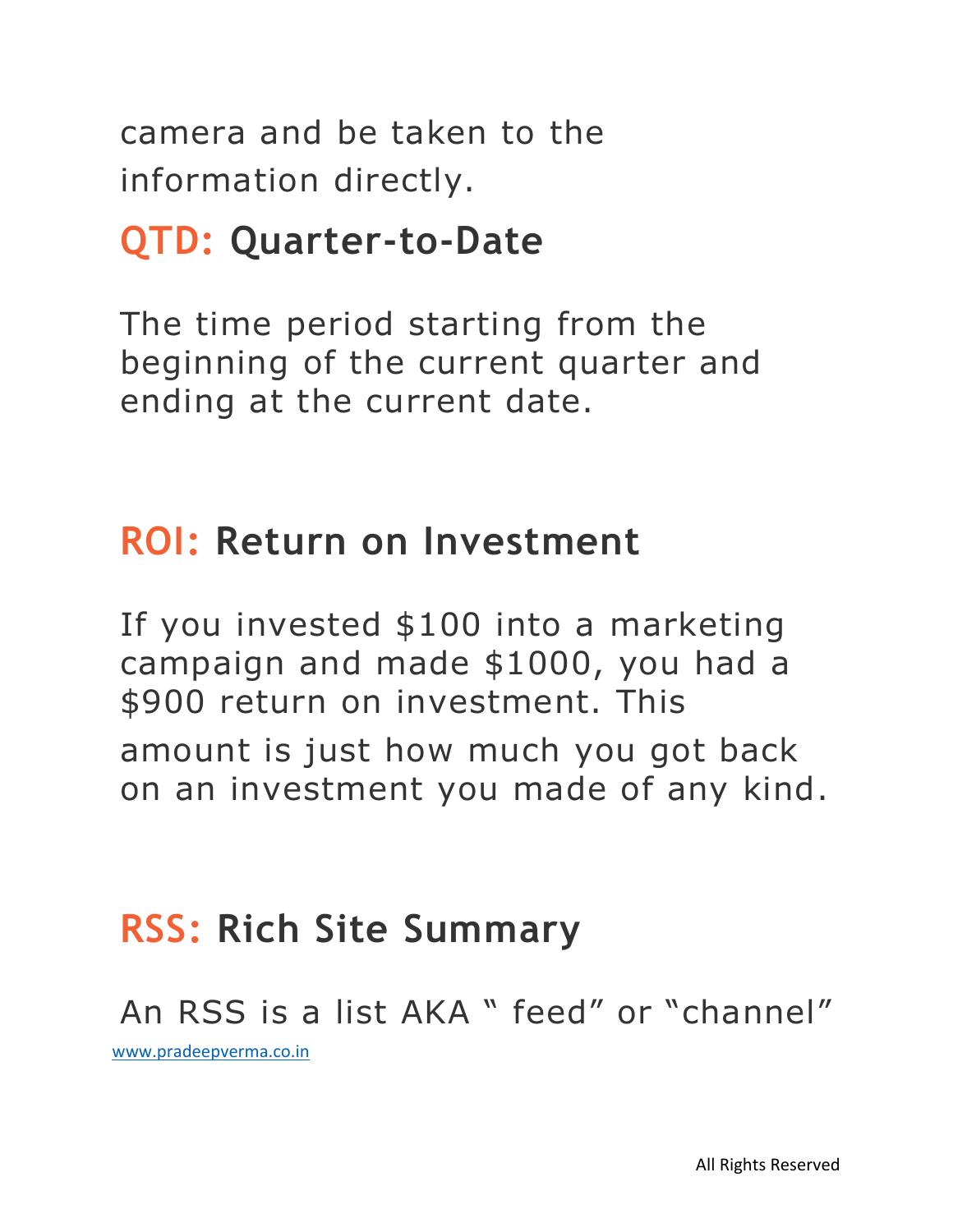camera and be taken to the information directly.

## QTD: Quarter-to-Date

The time period starting from the beginning of the current quarter and ending at the current date.

## ROI: Return on Investment

If you invested $100 into a marketing campaign and made $1000, you had a $900 return on investment. This amount is just how much you got back on an investment you made of any kind.

## RSS: Rich Site Summary

An RSS is a list AKA " feed" or "channel"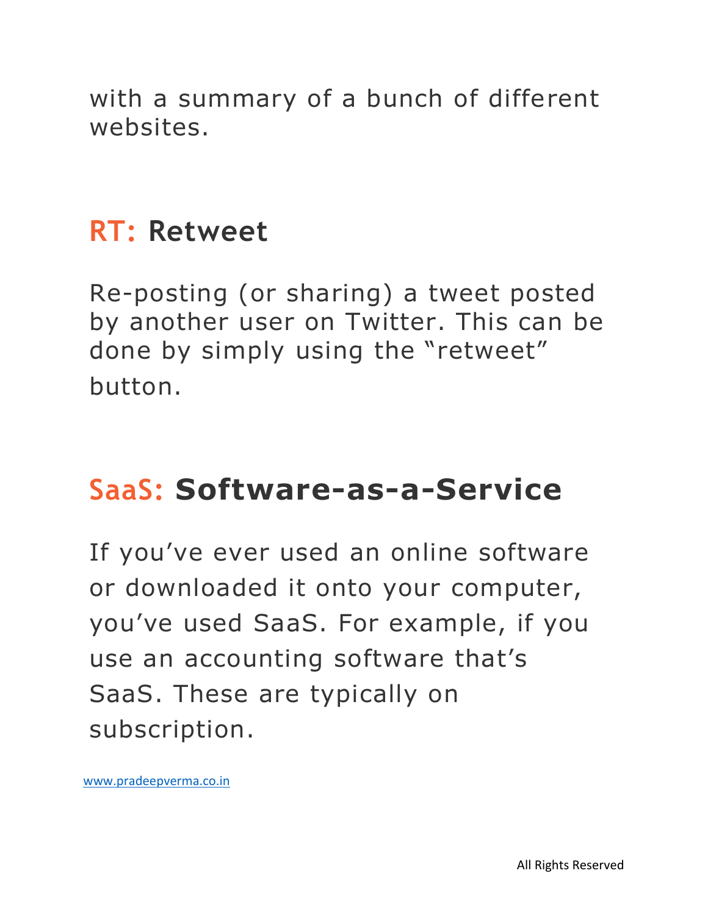with a summary of a bunch of different websites.

## RT: Retweet

Re-posting (or sharing) a tweet posted by another user on Twitter. This can be done by simply using the "retweet" button.

## SaaS: Software-as-a-Service

If you've ever used an online software or downloaded it onto your computer, you've used SaaS. For example, if you use an accounting software that's SaaS. These are typically on subscription.

www.pradeepverma.co.in

All Rights Reserved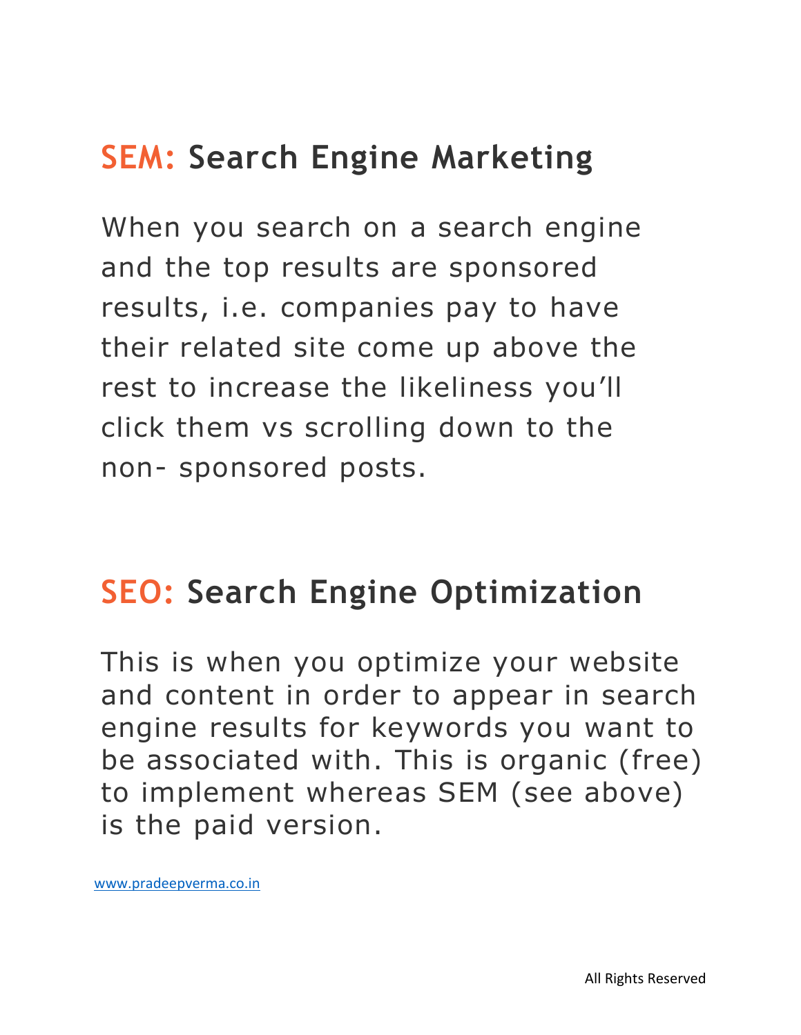## SEM: Search Engine Marketing

When you search on a search engine and the top results are sponsored results, i.e. companies pay to have their related site come up above the rest to increase the likeliness you'll click them vs scrolling down to the non- sponsored posts.

## SEO: Search Engine Optimization

This is when you optimize your website and content in order to appear in search engine results for keywords you want to be associated with. This is organic (free) to implement whereas SEM (see above) is the paid version.

www.pradeepverma.co.in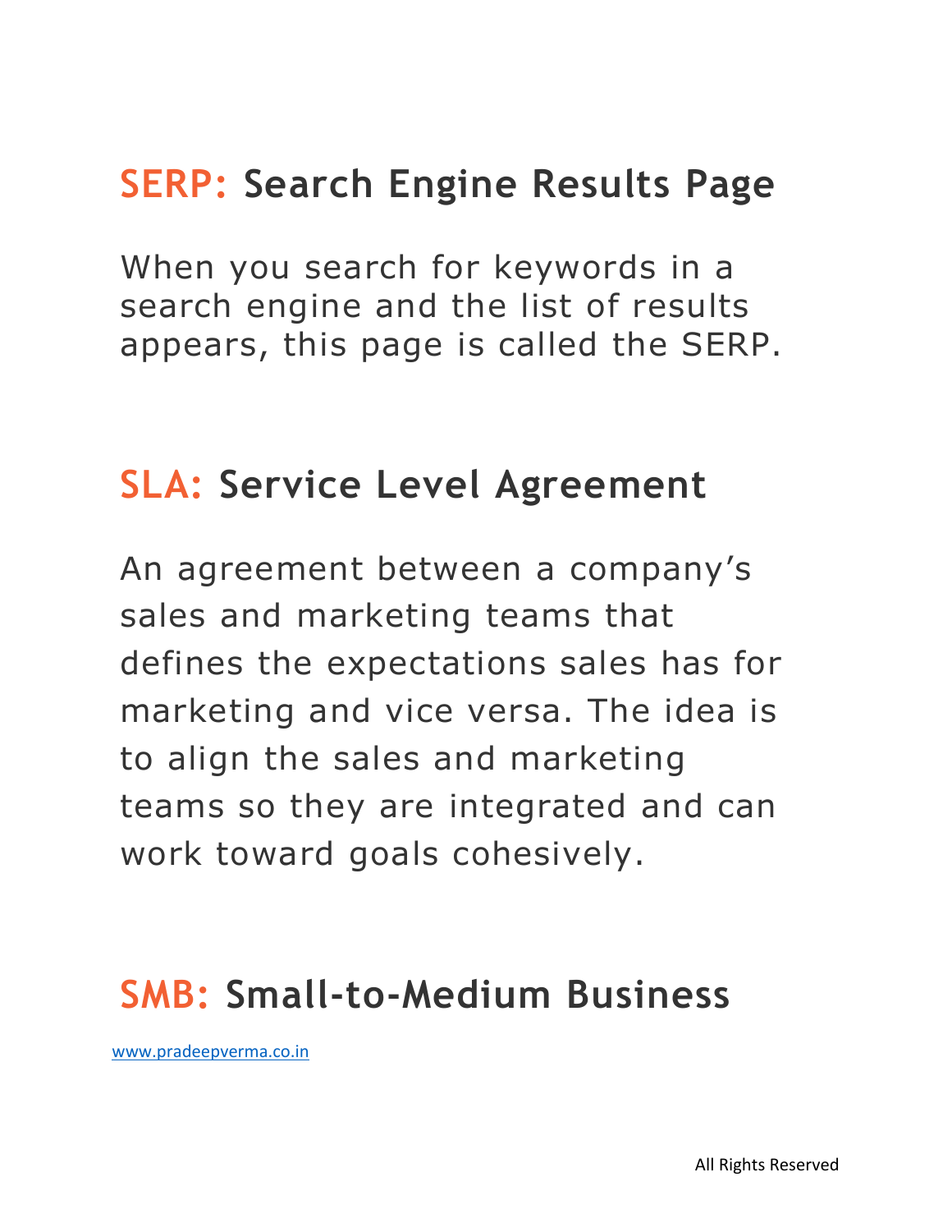## SERP: Search Engine Results Page

When you search for keywords in a search engine and the list of results appears, this page is called the SERP.

## SLA: Service Level Agreement

An agreement between a company's sales and marketing teams that defines the expectations sales has for marketing and vice versa. The idea is to align the sales and marketing teams so they are integrated and can work toward goals cohesively.

## SMB: Small-to-Medium Business

www.pradeepverma.co.in

All Rights Reserved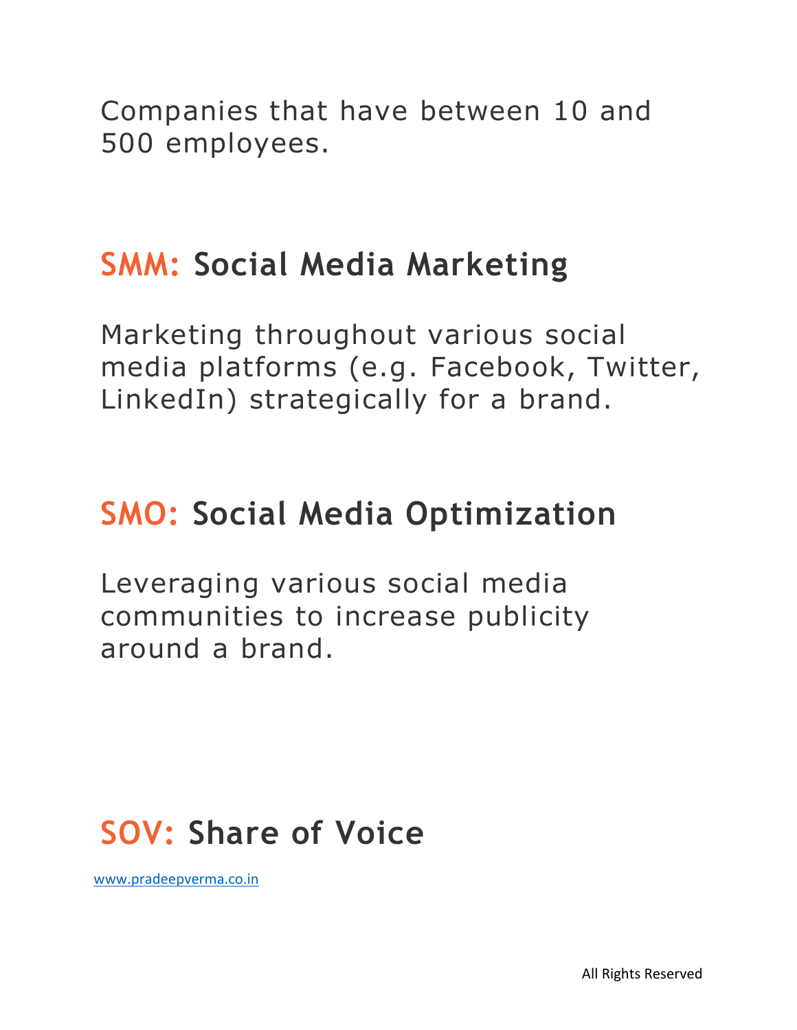Companies that have between 10 and 500 employees.

## SMM: Social Media Marketing

Marketing throughout various social media platforms (e.g. Facebook, Twitter, LinkedIn) strategically for a brand.

## SMO: Social Media Optimization

Leveraging various social media communities to increase publicity around a brand.

## SOV: Share of Voice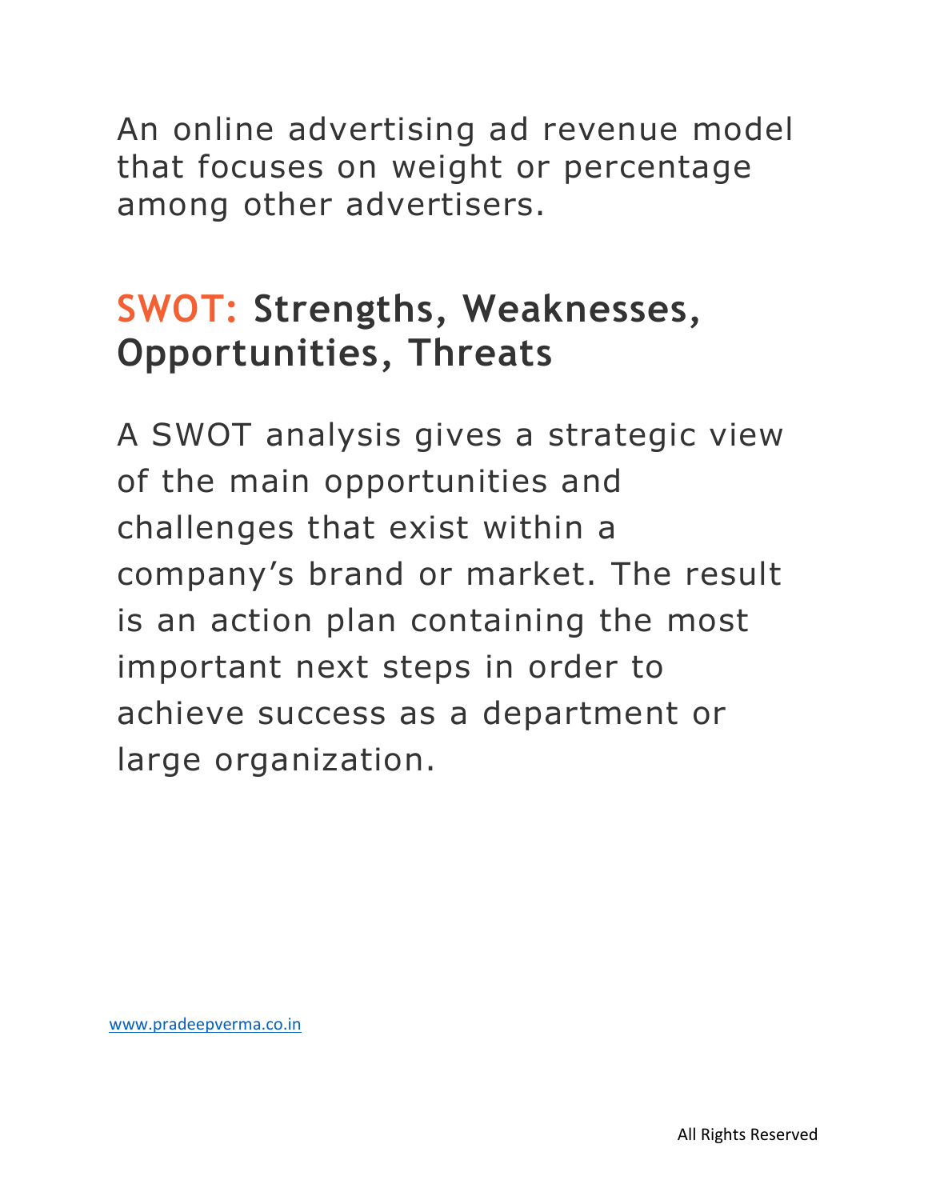An online advertising ad revenue model that focuses on weight or percentage among other advertisers.

## SWOT: Strengths, Weaknesses, Opportunities, Threats

A SWOT analysis gives a strategic view of the main opportunities and challenges that exist within a company's brand or market. The result is an action plan containing the most important next steps in order to achieve success as a department or large organization.

www.pradeepverma.co.in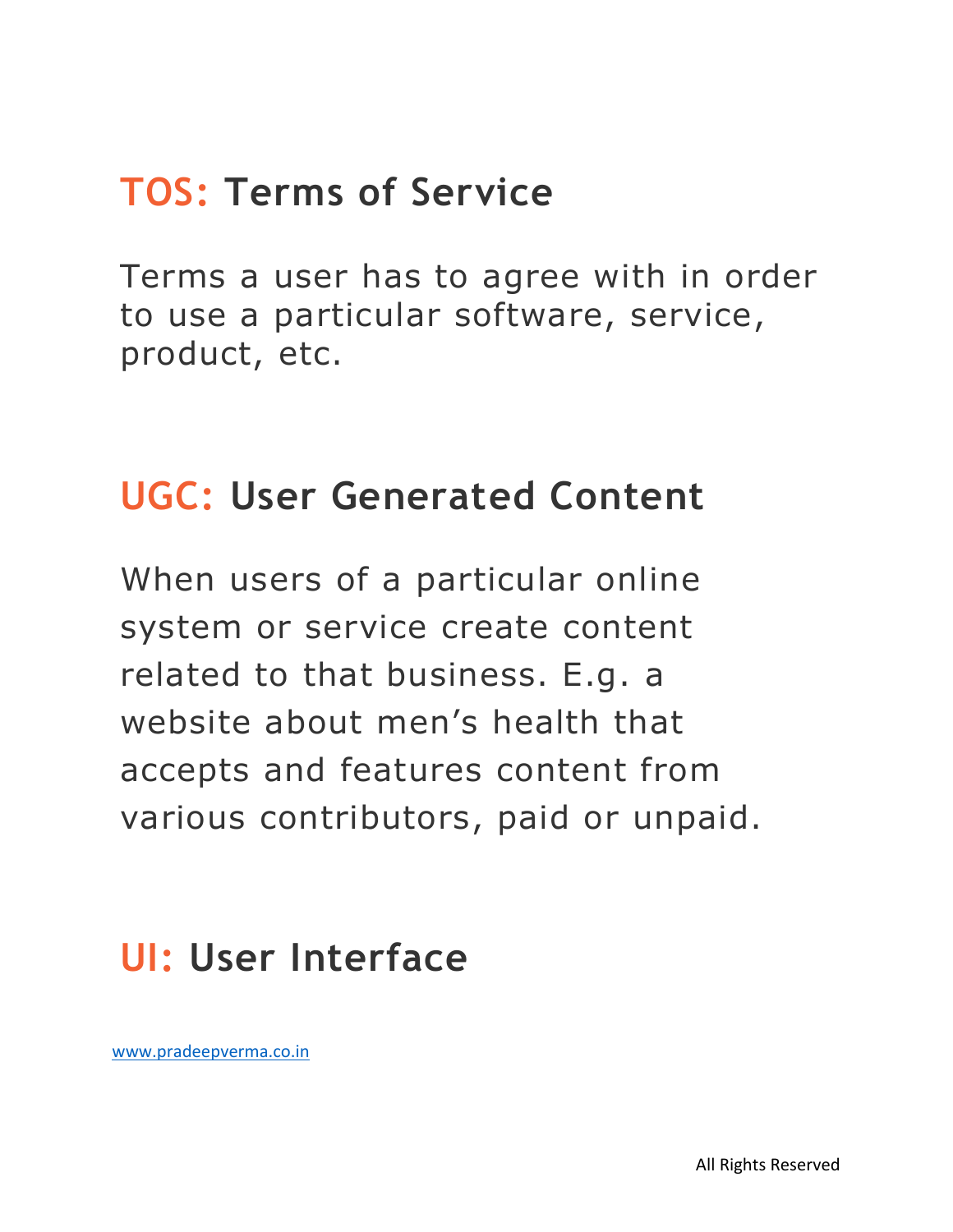## TOS: Terms of Service

Terms a user has to agree with in order to use a particular software, service, product, etc.

## UGC: User Generated Content

When users of a particular online system or service create content related to that business. E.g. a website about men's health that accepts and features content from various contributors, paid or unpaid.

## UI: User Interface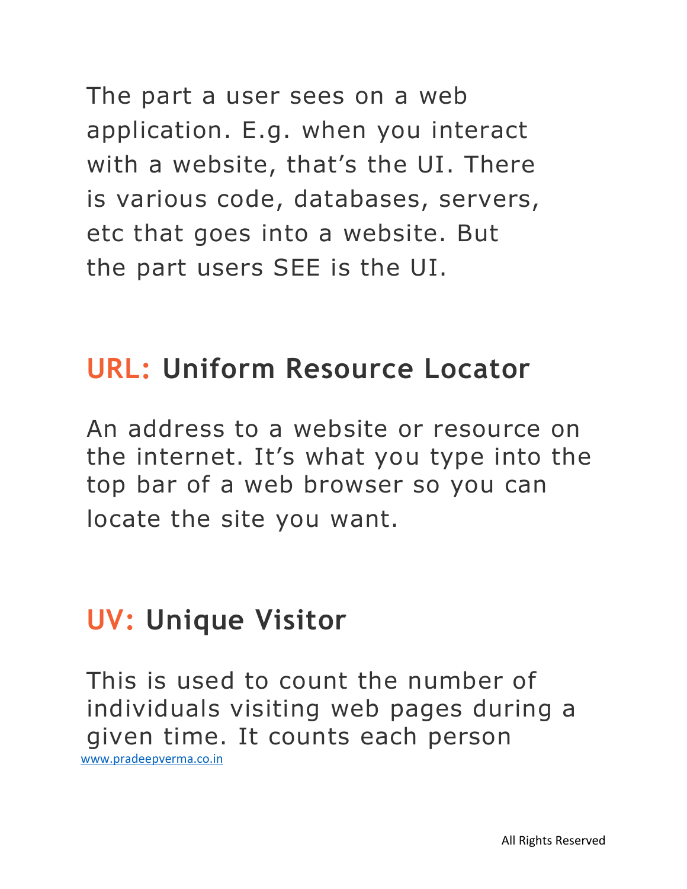The part a user sees on a web application. E.g. when you interact with a website, that's the UI. There is various code, databases, servers, etc that goes into a website. But the part users SEE is the UI.

## URL: Uniform Resource Locator

An address to a website or resource on the internet. It's what you type into the top bar of a web browser so you can locate the site you want.

## UV: Unique Visitor

This is used to count the number of individuals visiting web pages during a given time. It counts each person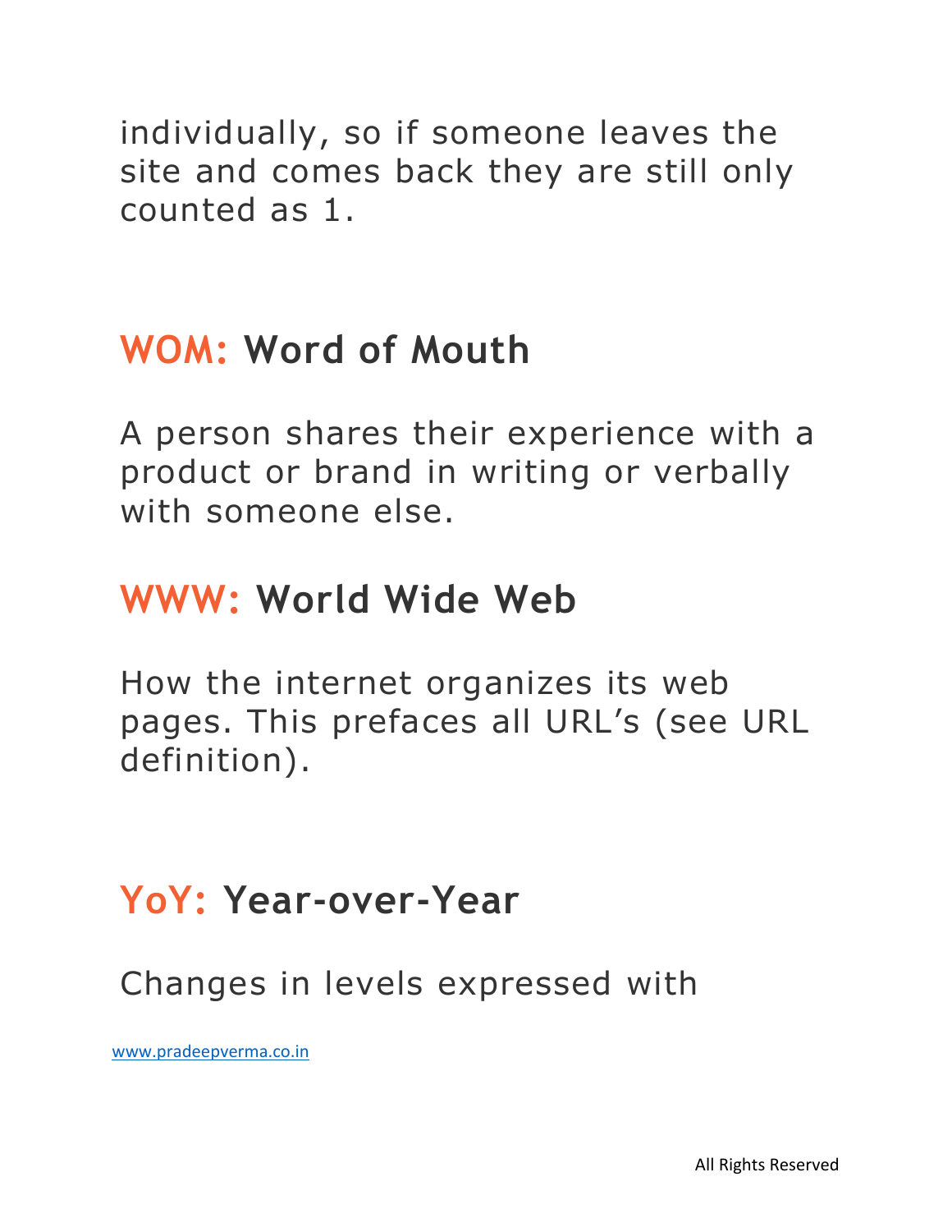individually, so if someone leaves the site and comes back they are still only counted as 1.

## WOM: Word of Mouth

A person shares their experience with a product or brand in writing or verbally with someone else.

## WWW: World Wide Web

How the internet organizes its web pages. This prefaces all URL's (see URL definition).

## YoY: Year-over-Year

Changes in levels expressed with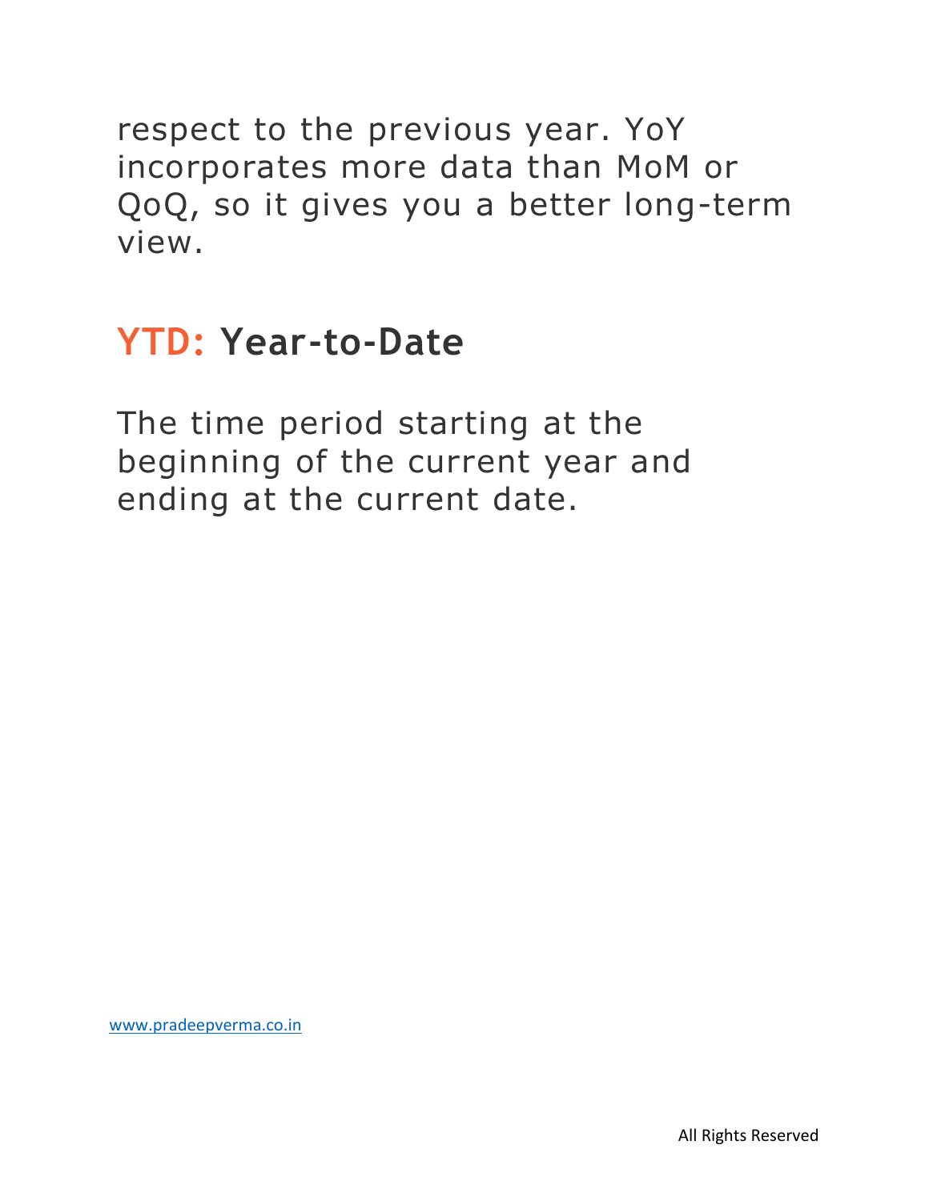respect to the previous year. YoY incorporates more data than MoM or QoQ, so it gives you a better long-term view.

## YTD: Year-to-Date

The time period starting at the beginning of the current year and ending at the current date.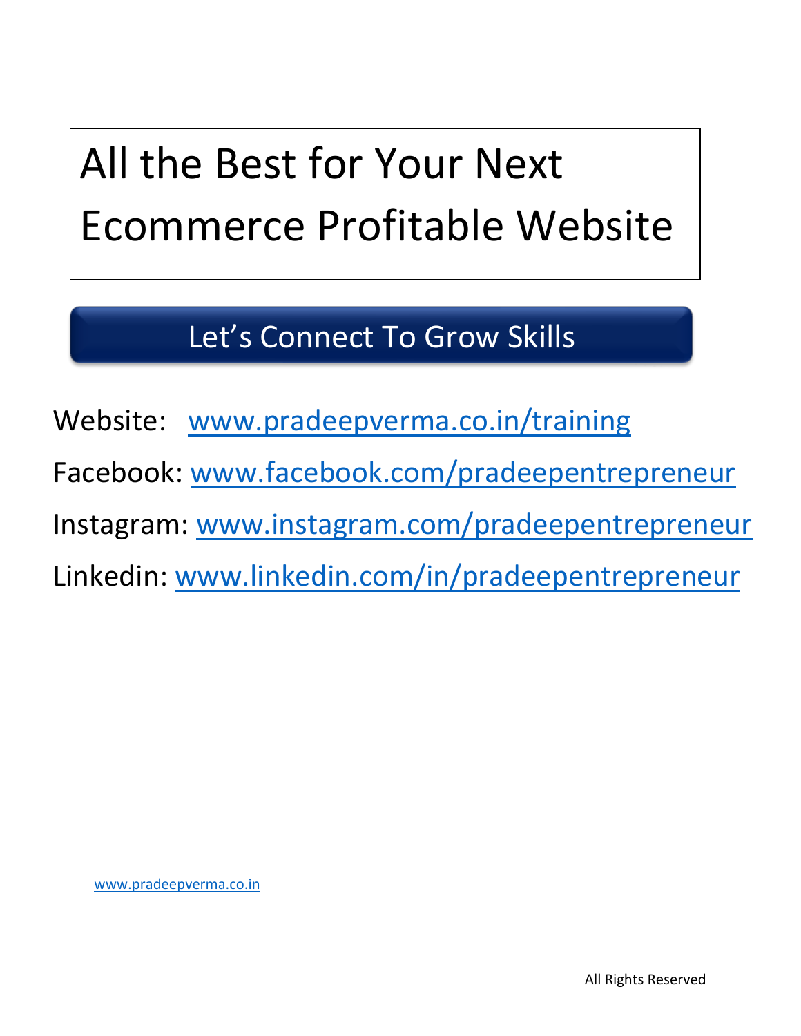# All the Best for Your Next Ecommerce Profitable Website

## Let's Connect To Grow Skills

Website: [www.pradeepverma.co.in/training](http://www.pradeepverma.co.in/training)

Facebook: [www.facebook.com/pradeepentrepreneur](http://www.facebook.com/pradeepentrepreneur)

Instagram: [www.instagram.com/pradeepentrepreneur](http://www.instagram.com/pradeepentrepreneur)

Linkedin: [www.linkedin.com/in/pradeepentrepreneur](http://www.linkedin.com/in/pradeepentrepreneur)